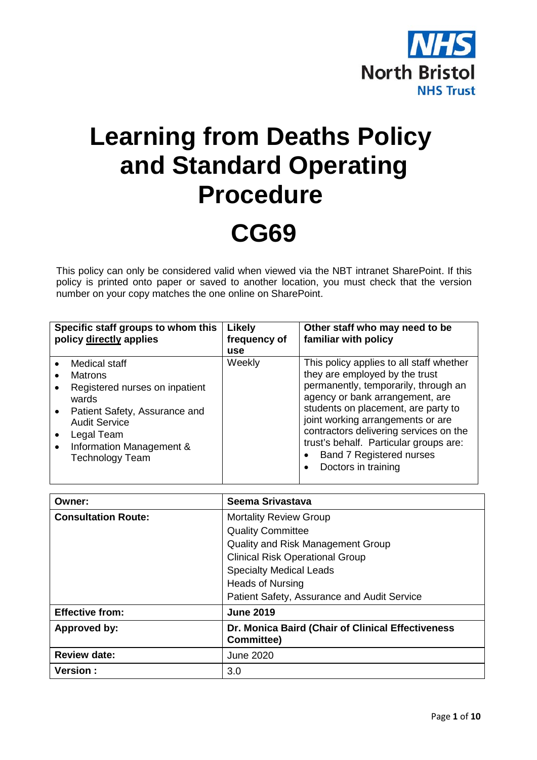NHS North Bristol NHS Trust

# Learning from Deaths Policy and Standard Operating Procedure

# CG69

This policy can only be considered valid when viewed via the NBT intranet SharePoint. If this policy is printed onto paper or saved to another location, you must check that the version number on your copy matches the one online on SharePoint.

| Specific staff groups to whom this policy directly applies | Likely frequency of use | Other staff who may need to be familiar with policy |
|---|---|---|
| • Medical staff<br>• Matrons<br>• Registered nurses on inpatient wards<br>• Patient Safety, Assurance and Audit Service<br>• Legal Team<br>• Information Management & Technology Team | Weekly | This policy applies to all staff whether they are employed by the trust permanently, temporarily, through an agency or bank arrangement, are students on placement, are party to joint working arrangements or are contractors delivering services on the trust's behalf. Particular groups are:<br>• Band 7 Registered nurses<br>• Doctors in training |

| | |
|---|---|
| **Owner:** | **Seema Srivastava** |
| **Consultation Route:** | Mortality Review Group<br>Quality Committee<br>Quality and Risk Management Group<br>Clinical Risk Operational Group<br>Specialty Medical Leads<br>Heads of Nursing<br>Patient Safety, Assurance and Audit Service |
| **Effective from:** | **June 2019** |
| **Approved by:** | **Dr. Monica Baird (Chair of Clinical Effectiveness Committee)** |
| **Review date:** | June 2020 |
| **Version :** | 3.0 |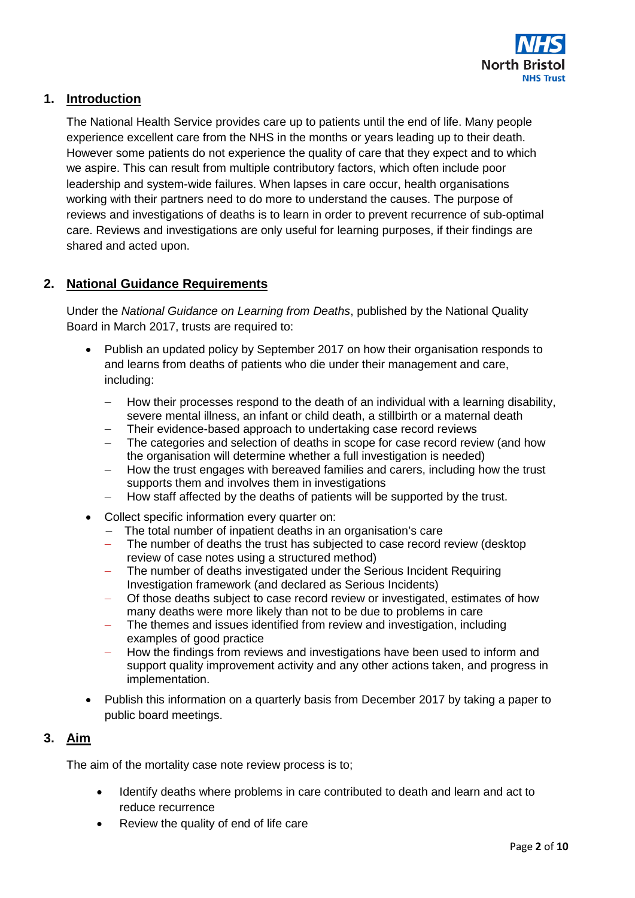## 1. Introduction

The National Health Service provides care up to patients until the end of life. Many people experience excellent care from the NHS in the months or years leading up to their death. However some patients do not experience the quality of care that they expect and to which we aspire. This can result from multiple contributory factors, which often include poor leadership and system-wide failures. When lapses in care occur, health organisations working with their partners need to do more to understand the causes. The purpose of reviews and investigations of deaths is to learn in order to prevent recurrence of sub-optimal care. Reviews and investigations are only useful for learning purposes, if their findings are shared and acted upon.

## 2. National Guidance Requirements

Under the *National Guidance on Learning from Deaths*, published by the National Quality Board in March 2017, trusts are required to:

- Publish an updated policy by September 2017 on how their organisation responds to and learns from deaths of patients who die under their management and care, including:
  - How their processes respond to the death of an individual with a learning disability, severe mental illness, an infant or child death, a stillbirth or a maternal death
  - Their evidence-based approach to undertaking case record reviews
  - The categories and selection of deaths in scope for case record review (and how the organisation will determine whether a full investigation is needed)
  - How the trust engages with bereaved families and carers, including how the trust supports them and involves them in investigations
  - How staff affected by the deaths of patients will be supported by the trust.
- Collect specific information every quarter on:
  - The total number of inpatient deaths in an organisation's care
  - The number of deaths the trust has subjected to case record review (desktop review of case notes using a structured method)
  - The number of deaths investigated under the Serious Incident Requiring Investigation framework (and declared as Serious Incidents)
  - Of those deaths subject to case record review or investigated, estimates of how many deaths were more likely than not to be due to problems in care
  - The themes and issues identified from review and investigation, including examples of good practice
  - How the findings from reviews and investigations have been used to inform and support quality improvement activity and any other actions taken, and progress in implementation.
- Publish this information on a quarterly basis from December 2017 by taking a paper to public board meetings.

## 3. Aim

The aim of the mortality case note review process is to;

- Identify deaths where problems in care contributed to death and learn and act to reduce recurrence
- Review the quality of end of life care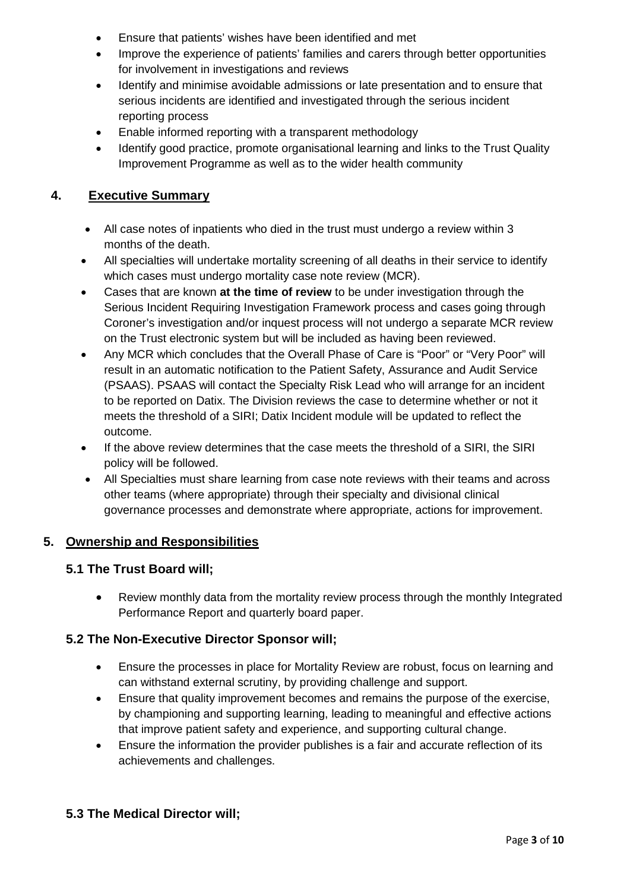- Ensure that patients' wishes have been identified and met
- Improve the experience of patients' families and carers through better opportunities for involvement in investigations and reviews
- Identify and minimise avoidable admissions or late presentation and to ensure that serious incidents are identified and investigated through the serious incident reporting process
- Enable informed reporting with a transparent methodology
- Identify good practice, promote organisational learning and links to the Trust Quality Improvement Programme as well as to the wider health community

## 4. Executive Summary

- All case notes of inpatients who died in the trust must undergo a review within 3 months of the death.
- All specialties will undertake mortality screening of all deaths in their service to identify which cases must undergo mortality case note review (MCR).
- Cases that are known **at the time of review** to be under investigation through the Serious Incident Requiring Investigation Framework process and cases going through Coroner's investigation and/or inquest process will not undergo a separate MCR review on the Trust electronic system but will be included as having been reviewed.
- Any MCR which concludes that the Overall Phase of Care is "Poor" or "Very Poor" will result in an automatic notification to the Patient Safety, Assurance and Audit Service (PSAAS). PSAAS will contact the Specialty Risk Lead who will arrange for an incident to be reported on Datix. The Division reviews the case to determine whether or not it meets the threshold of a SIRI; Datix Incident module will be updated to reflect the outcome.
- If the above review determines that the case meets the threshold of a SIRI, the SIRI policy will be followed.
- All Specialties must share learning from case note reviews with their teams and across other teams (where appropriate) through their specialty and divisional clinical governance processes and demonstrate where appropriate, actions for improvement.

## 5. Ownership and Responsibilities

### 5.1 The Trust Board will;

- Review monthly data from the mortality review process through the monthly Integrated Performance Report and quarterly board paper.

### 5.2 The Non-Executive Director Sponsor will;

- Ensure the processes in place for Mortality Review are robust, focus on learning and can withstand external scrutiny, by providing challenge and support.
- Ensure that quality improvement becomes and remains the purpose of the exercise, by championing and supporting learning, leading to meaningful and effective actions that improve patient safety and experience, and supporting cultural change.
- Ensure the information the provider publishes is a fair and accurate reflection of its achievements and challenges.

### 5.3 The Medical Director will;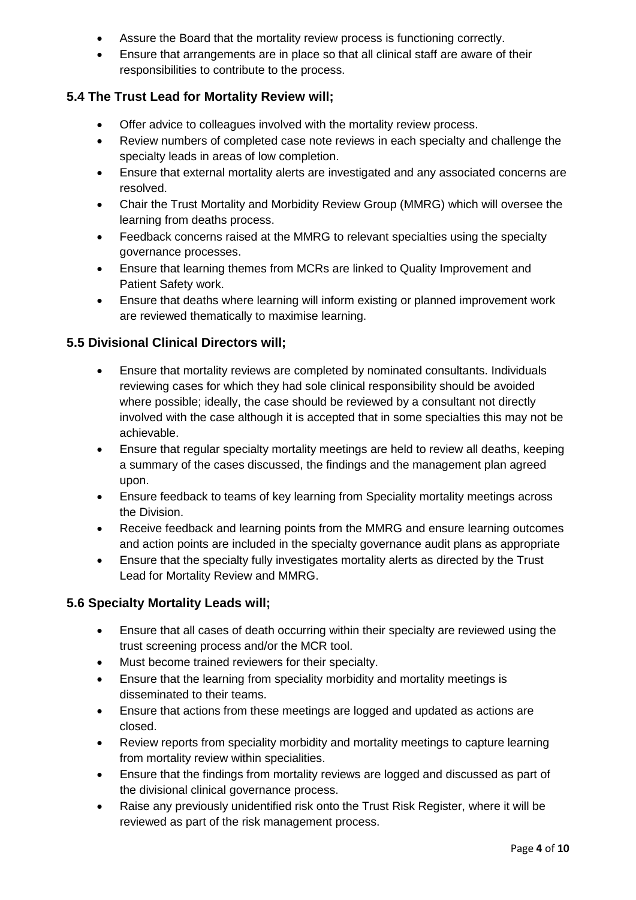- Assure the Board that the mortality review process is functioning correctly.
- Ensure that arrangements are in place so that all clinical staff are aware of their responsibilities to contribute to the process.

### 5.4 The Trust Lead for Mortality Review will;

- Offer advice to colleagues involved with the mortality review process.
- Review numbers of completed case note reviews in each specialty and challenge the specialty leads in areas of low completion.
- Ensure that external mortality alerts are investigated and any associated concerns are resolved.
- Chair the Trust Mortality and Morbidity Review Group (MMRG) which will oversee the learning from deaths process.
- Feedback concerns raised at the MMRG to relevant specialties using the specialty governance processes.
- Ensure that learning themes from MCRs are linked to Quality Improvement and Patient Safety work.
- Ensure that deaths where learning will inform existing or planned improvement work are reviewed thematically to maximise learning.

### 5.5 Divisional Clinical Directors will;

- Ensure that mortality reviews are completed by nominated consultants. Individuals reviewing cases for which they had sole clinical responsibility should be avoided where possible; ideally, the case should be reviewed by a consultant not directly involved with the case although it is accepted that in some specialties this may not be achievable.
- Ensure that regular specialty mortality meetings are held to review all deaths, keeping a summary of the cases discussed, the findings and the management plan agreed upon.
- Ensure feedback to teams of key learning from Speciality mortality meetings across the Division.
- Receive feedback and learning points from the MMRG and ensure learning outcomes and action points are included in the specialty governance audit plans as appropriate
- Ensure that the specialty fully investigates mortality alerts as directed by the Trust Lead for Mortality Review and MMRG.

### 5.6 Specialty Mortality Leads will;

- Ensure that all cases of death occurring within their specialty are reviewed using the trust screening process and/or the MCR tool.
- Must become trained reviewers for their specialty.
- Ensure that the learning from speciality morbidity and mortality meetings is disseminated to their teams.
- Ensure that actions from these meetings are logged and updated as actions are closed.
- Review reports from speciality morbidity and mortality meetings to capture learning from mortality review within specialities.
- Ensure that the findings from mortality reviews are logged and discussed as part of the divisional clinical governance process.
- Raise any previously unidentified risk onto the Trust Risk Register, where it will be reviewed as part of the risk management process.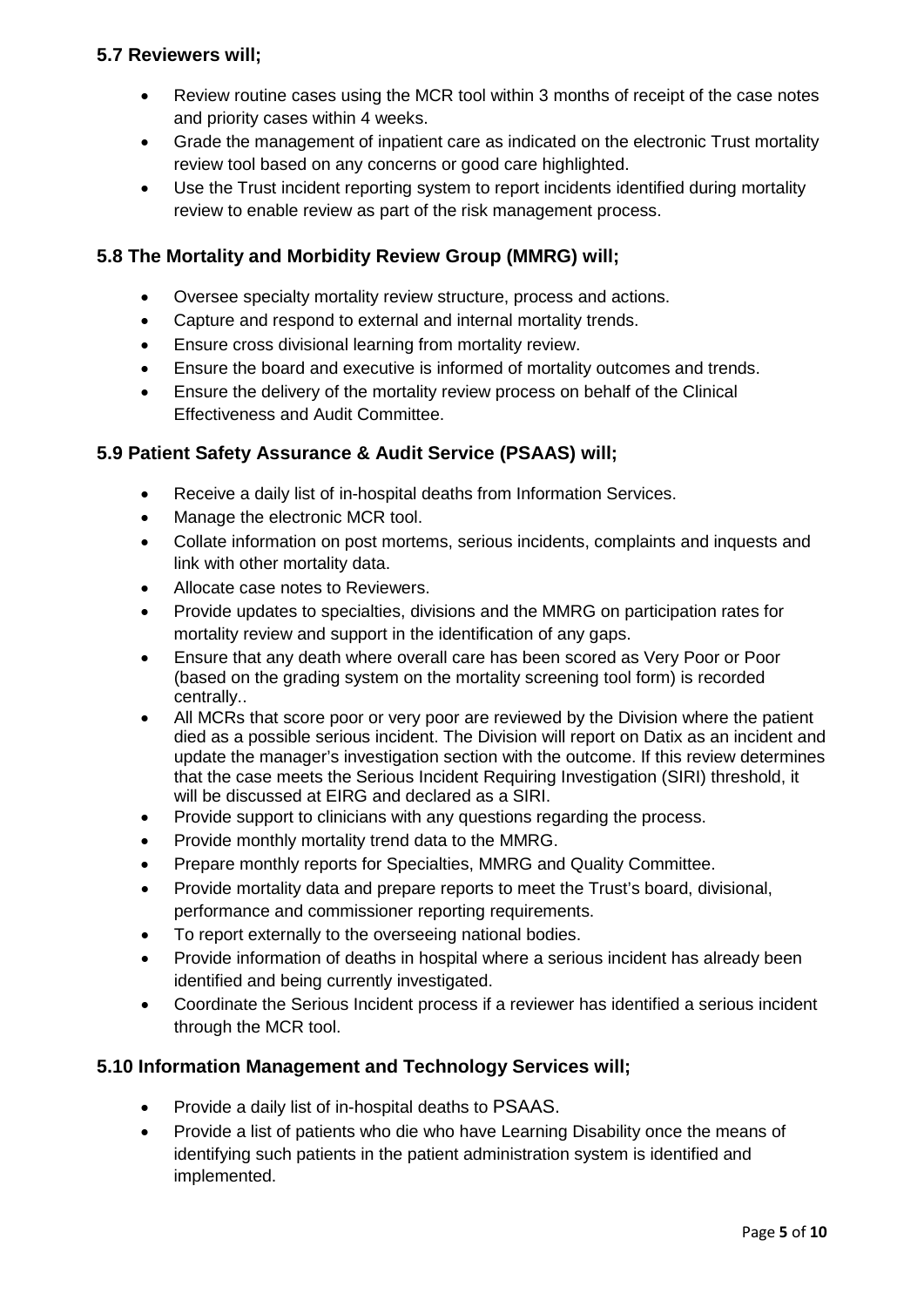### 5.7 Reviewers will;

- Review routine cases using the MCR tool within 3 months of receipt of the case notes and priority cases within 4 weeks.
- Grade the management of inpatient care as indicated on the electronic Trust mortality review tool based on any concerns or good care highlighted.
- Use the Trust incident reporting system to report incidents identified during mortality review to enable review as part of the risk management process.

### 5.8 The Mortality and Morbidity Review Group (MMRG) will;

- Oversee specialty mortality review structure, process and actions.
- Capture and respond to external and internal mortality trends.
- Ensure cross divisional learning from mortality review.
- Ensure the board and executive is informed of mortality outcomes and trends.
- Ensure the delivery of the mortality review process on behalf of the Clinical Effectiveness and Audit Committee.

### 5.9 Patient Safety Assurance & Audit Service (PSAAS) will;

- Receive a daily list of in-hospital deaths from Information Services.
- Manage the electronic MCR tool.
- Collate information on post mortems, serious incidents, complaints and inquests and link with other mortality data.
- Allocate case notes to Reviewers.
- Provide updates to specialties, divisions and the MMRG on participation rates for mortality review and support in the identification of any gaps.
- Ensure that any death where overall care has been scored as Very Poor or Poor (based on the grading system on the mortality screening tool form) is recorded centrally..
- All MCRs that score poor or very poor are reviewed by the Division where the patient died as a possible serious incident. The Division will report on Datix as an incident and update the manager's investigation section with the outcome. If this review determines that the case meets the Serious Incident Requiring Investigation (SIRI) threshold, it will be discussed at EIRG and declared as a SIRI.
- Provide support to clinicians with any questions regarding the process.
- Provide monthly mortality trend data to the MMRG.
- Prepare monthly reports for Specialties, MMRG and Quality Committee.
- Provide mortality data and prepare reports to meet the Trust's board, divisional, performance and commissioner reporting requirements.
- To report externally to the overseeing national bodies.
- Provide information of deaths in hospital where a serious incident has already been identified and being currently investigated.
- Coordinate the Serious Incident process if a reviewer has identified a serious incident through the MCR tool.

### 5.10 Information Management and Technology Services will;

- Provide a daily list of in-hospital deaths to PSAAS.
- Provide a list of patients who die who have Learning Disability once the means of identifying such patients in the patient administration system is identified and implemented.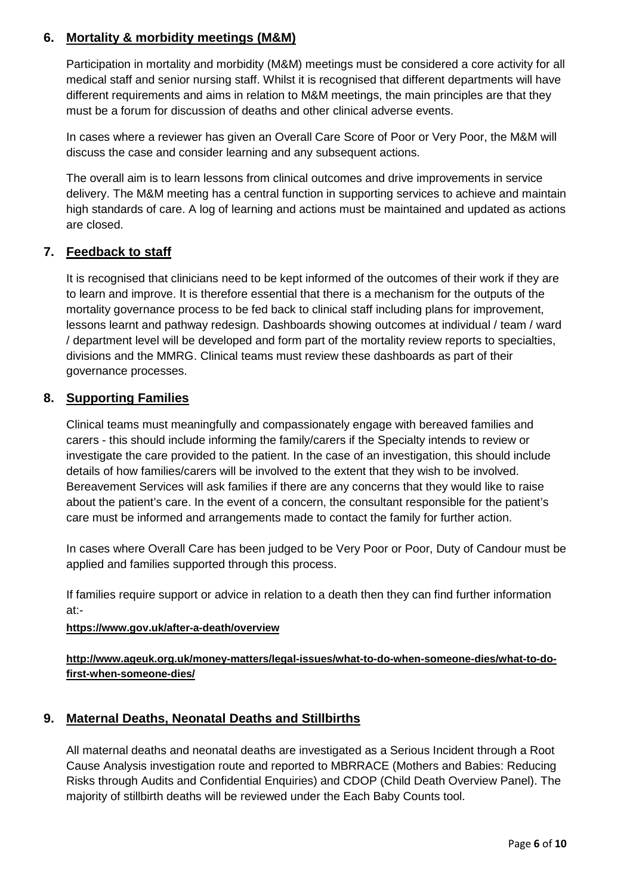## 6. Mortality & morbidity meetings (M&M)

Participation in mortality and morbidity (M&M) meetings must be considered a core activity for all medical staff and senior nursing staff. Whilst it is recognised that different departments will have different requirements and aims in relation to M&M meetings, the main principles are that they must be a forum for discussion of deaths and other clinical adverse events.

In cases where a reviewer has given an Overall Care Score of Poor or Very Poor, the M&M will discuss the case and consider learning and any subsequent actions.

The overall aim is to learn lessons from clinical outcomes and drive improvements in service delivery. The M&M meeting has a central function in supporting services to achieve and maintain high standards of care. A log of learning and actions must be maintained and updated as actions are closed.

## 7. Feedback to staff

It is recognised that clinicians need to be kept informed of the outcomes of their work if they are to learn and improve. It is therefore essential that there is a mechanism for the outputs of the mortality governance process to be fed back to clinical staff including plans for improvement, lessons learnt and pathway redesign. Dashboards showing outcomes at individual / team / ward / department level will be developed and form part of the mortality review reports to specialties, divisions and the MMRG. Clinical teams must review these dashboards as part of their governance processes.

## 8. Supporting Families

Clinical teams must meaningfully and compassionately engage with bereaved families and carers - this should include informing the family/carers if the Specialty intends to review or investigate the care provided to the patient. In the case of an investigation, this should include details of how families/carers will be involved to the extent that they wish to be involved. Bereavement Services will ask families if there are any concerns that they would like to raise about the patient's care. In the event of a concern, the consultant responsible for the patient's care must be informed and arrangements made to contact the family for further action.

In cases where Overall Care has been judged to be Very Poor or Poor, Duty of Candour must be applied and families supported through this process.

If families require support or advice in relation to a death then they can find further information at:-

**https://www.gov.uk/after-a-death/overview**

**http://www.ageuk.org.uk/money-matters/legal-issues/what-to-do-when-someone-dies/what-to-do-first-when-someone-dies/**

## 9. Maternal Deaths, Neonatal Deaths and Stillbirths

All maternal deaths and neonatal deaths are investigated as a Serious Incident through a Root Cause Analysis investigation route and reported to MBRRACE (Mothers and Babies: Reducing Risks through Audits and Confidential Enquiries) and CDOP (Child Death Overview Panel). The majority of stillbirth deaths will be reviewed under the Each Baby Counts tool.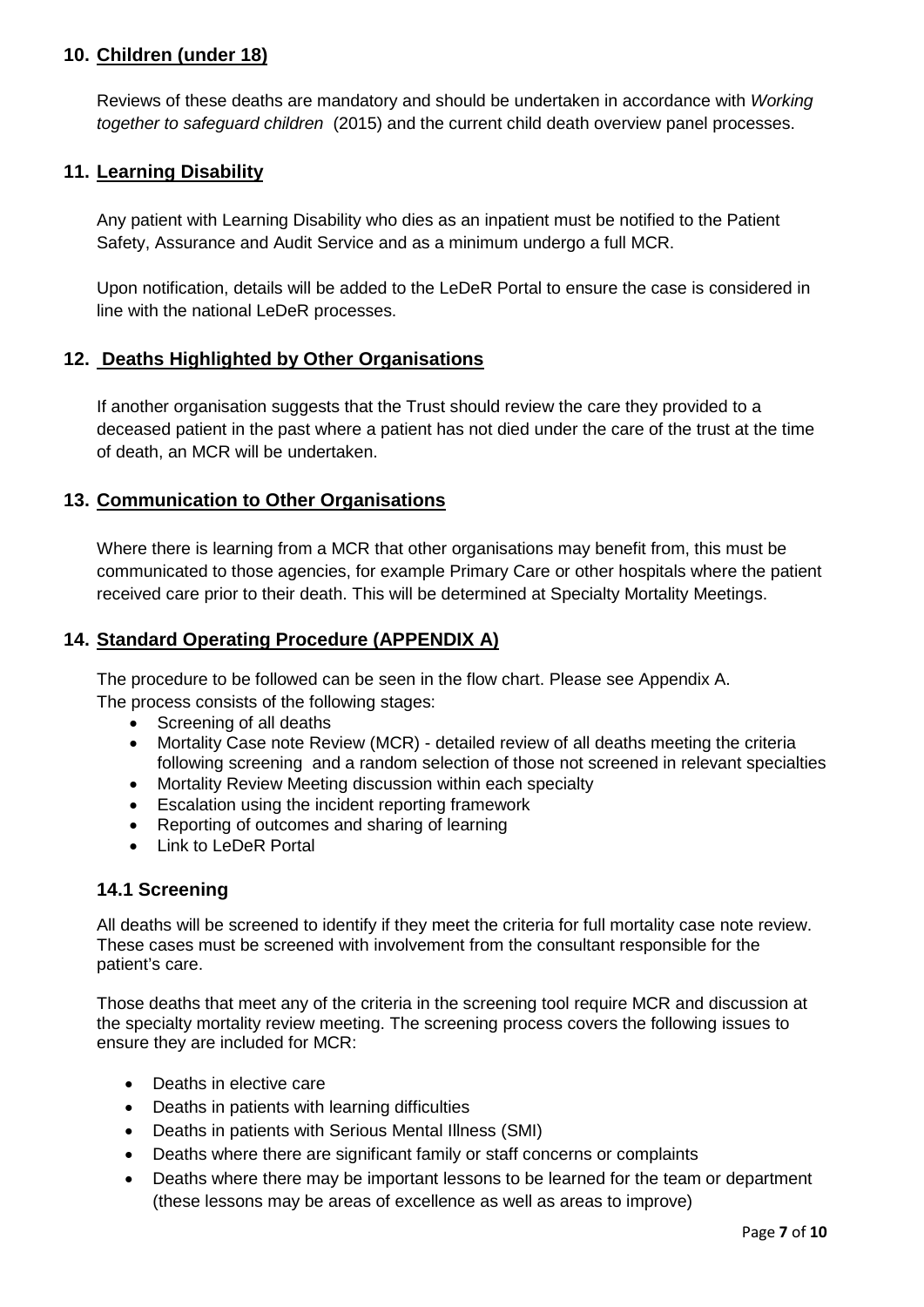## 10. Children (under 18)

Reviews of these deaths are mandatory and should be undertaken in accordance with *Working together to safeguard children* (2015) and the current child death overview panel processes.

## 11. Learning Disability

Any patient with Learning Disability who dies as an inpatient must be notified to the Patient Safety, Assurance and Audit Service and as a minimum undergo a full MCR.

Upon notification, details will be added to the LeDeR Portal to ensure the case is considered in line with the national LeDeR processes.

## 12. Deaths Highlighted by Other Organisations

If another organisation suggests that the Trust should review the care they provided to a deceased patient in the past where a patient has not died under the care of the trust at the time of death, an MCR will be undertaken.

## 13. Communication to Other Organisations

Where there is learning from a MCR that other organisations may benefit from, this must be communicated to those agencies, for example Primary Care or other hospitals where the patient received care prior to their death. This will be determined at Specialty Mortality Meetings.

## 14. Standard Operating Procedure (APPENDIX A)

The procedure to be followed can be seen in the flow chart. Please see Appendix A.
The process consists of the following stages:

- Screening of all deaths
- Mortality Case note Review (MCR) - detailed review of all deaths meeting the criteria following screening and a random selection of those not screened in relevant specialties
- Mortality Review Meeting discussion within each specialty
- Escalation using the incident reporting framework
- Reporting of outcomes and sharing of learning
- Link to LeDeR Portal

### 14.1 Screening

All deaths will be screened to identify if they meet the criteria for full mortality case note review. These cases must be screened with involvement from the consultant responsible for the patient's care.

Those deaths that meet any of the criteria in the screening tool require MCR and discussion at the specialty mortality review meeting. The screening process covers the following issues to ensure they are included for MCR:

- Deaths in elective care
- Deaths in patients with learning difficulties
- Deaths in patients with Serious Mental Illness (SMI)
- Deaths where there are significant family or staff concerns or complaints
- Deaths where there may be important lessons to be learned for the team or department (these lessons may be areas of excellence as well as areas to improve)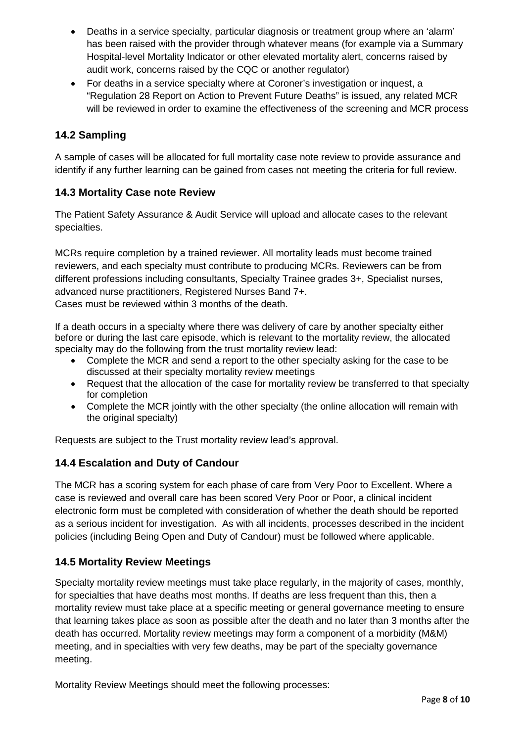- Deaths in a service specialty, particular diagnosis or treatment group where an 'alarm' has been raised with the provider through whatever means (for example via a Summary Hospital-level Mortality Indicator or other elevated mortality alert, concerns raised by audit work, concerns raised by the CQC or another regulator)
- For deaths in a service specialty where at Coroner's investigation or inquest, a "Regulation 28 Report on Action to Prevent Future Deaths" is issued, any related MCR will be reviewed in order to examine the effectiveness of the screening and MCR process

## 14.2 Sampling

A sample of cases will be allocated for full mortality case note review to provide assurance and identify if any further learning can be gained from cases not meeting the criteria for full review.

## 14.3 Mortality Case note Review

The Patient Safety Assurance & Audit Service will upload and allocate cases to the relevant specialties.

MCRs require completion by a trained reviewer. All mortality leads must become trained reviewers, and each specialty must contribute to producing MCRs. Reviewers can be from different professions including consultants, Specialty Trainee grades 3+, Specialist nurses, advanced nurse practitioners, Registered Nurses Band 7+.
Cases must be reviewed within 3 months of the death.

If a death occurs in a specialty where there was delivery of care by another specialty either before or during the last care episode, which is relevant to the mortality review, the allocated specialty may do the following from the trust mortality review lead:

- Complete the MCR and send a report to the other specialty asking for the case to be discussed at their specialty mortality review meetings
- Request that the allocation of the case for mortality review be transferred to that specialty for completion
- Complete the MCR jointly with the other specialty (the online allocation will remain with the original specialty)

Requests are subject to the Trust mortality review lead's approval.

## 14.4 Escalation and Duty of Candour

The MCR has a scoring system for each phase of care from Very Poor to Excellent. Where a case is reviewed and overall care has been scored Very Poor or Poor, a clinical incident electronic form must be completed with consideration of whether the death should be reported as a serious incident for investigation. As with all incidents, processes described in the incident policies (including Being Open and Duty of Candour) must be followed where applicable.

## 14.5 Mortality Review Meetings

Specialty mortality review meetings must take place regularly, in the majority of cases, monthly, for specialties that have deaths most months. If deaths are less frequent than this, then a mortality review must take place at a specific meeting or general governance meeting to ensure that learning takes place as soon as possible after the death and no later than 3 months after the death has occurred. Mortality review meetings may form a component of a morbidity (M&M) meeting, and in specialties with very few deaths, may be part of the specialty governance meeting.

Mortality Review Meetings should meet the following processes: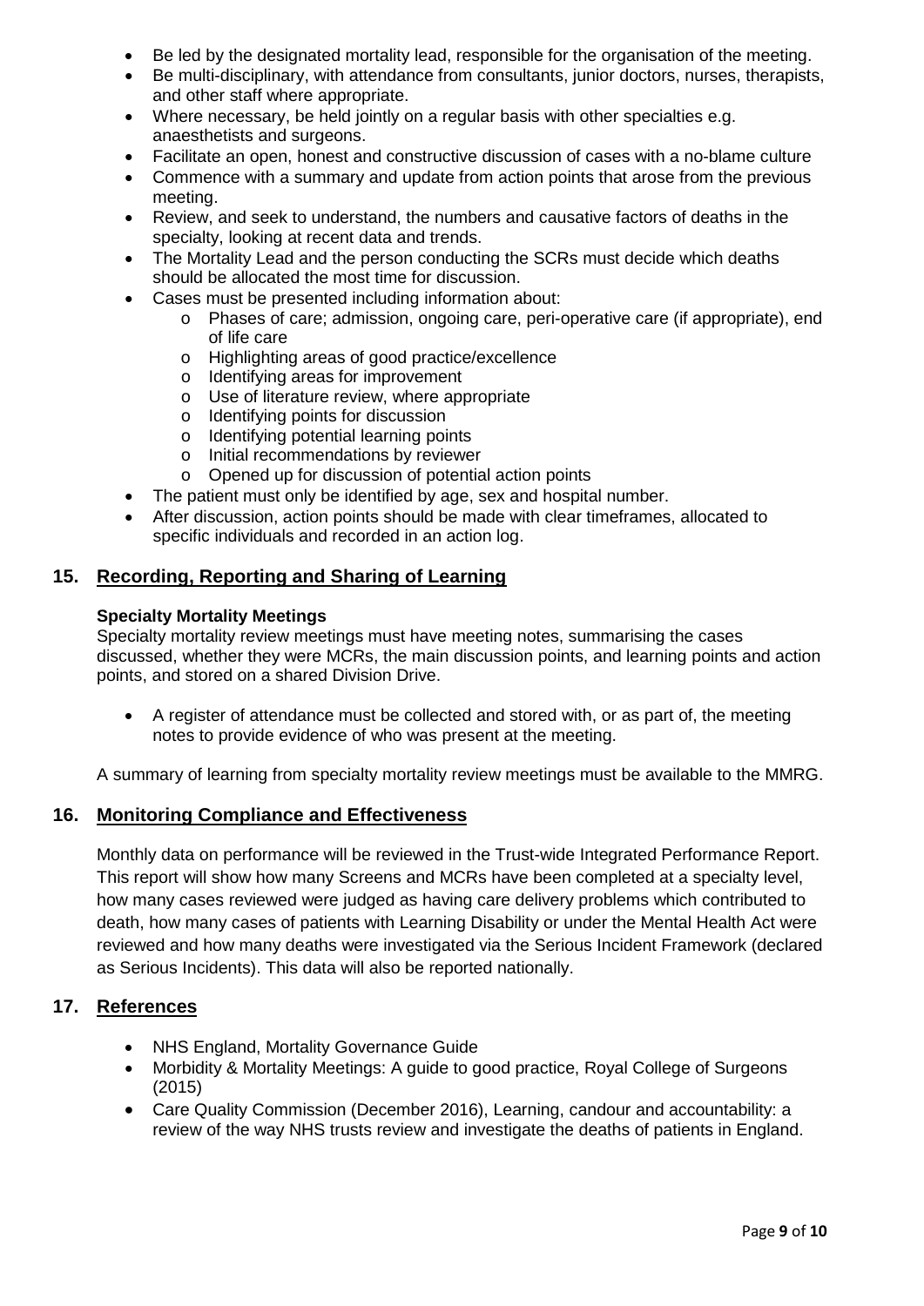- Be led by the designated mortality lead, responsible for the organisation of the meeting.
- Be multi-disciplinary, with attendance from consultants, junior doctors, nurses, therapists, and other staff where appropriate.
- Where necessary, be held jointly on a regular basis with other specialties e.g. anaesthetists and surgeons.
- Facilitate an open, honest and constructive discussion of cases with a no-blame culture
- Commence with a summary and update from action points that arose from the previous meeting.
- Review, and seek to understand, the numbers and causative factors of deaths in the specialty, looking at recent data and trends.
- The Mortality Lead and the person conducting the SCRs must decide which deaths should be allocated the most time for discussion.
- Cases must be presented including information about:
  - Phases of care; admission, ongoing care, peri-operative care (if appropriate), end of life care
  - Highlighting areas of good practice/excellence
  - Identifying areas for improvement
  - Use of literature review, where appropriate
  - Identifying points for discussion
  - Identifying potential learning points
  - Initial recommendations by reviewer
  - Opened up for discussion of potential action points
- The patient must only be identified by age, sex and hospital number.
- After discussion, action points should be made with clear timeframes, allocated to specific individuals and recorded in an action log.

## 15. Recording, Reporting and Sharing of Learning

**Specialty Mortality Meetings**

Specialty mortality review meetings must have meeting notes, summarising the cases discussed, whether they were MCRs, the main discussion points, and learning points and action points, and stored on a shared Division Drive.

- A register of attendance must be collected and stored with, or as part of, the meeting notes to provide evidence of who was present at the meeting.

A summary of learning from specialty mortality review meetings must be available to the MMRG.

## 16. Monitoring Compliance and Effectiveness

Monthly data on performance will be reviewed in the Trust-wide Integrated Performance Report. This report will show how many Screens and MCRs have been completed at a specialty level, how many cases reviewed were judged as having care delivery problems which contributed to death, how many cases of patients with Learning Disability or under the Mental Health Act were reviewed and how many deaths were investigated via the Serious Incident Framework (declared as Serious Incidents). This data will also be reported nationally.

## 17. References

- NHS England, Mortality Governance Guide
- Morbidity & Mortality Meetings: A guide to good practice, Royal College of Surgeons (2015)
- Care Quality Commission (December 2016), Learning, candour and accountability: a review of the way NHS trusts review and investigate the deaths of patients in England.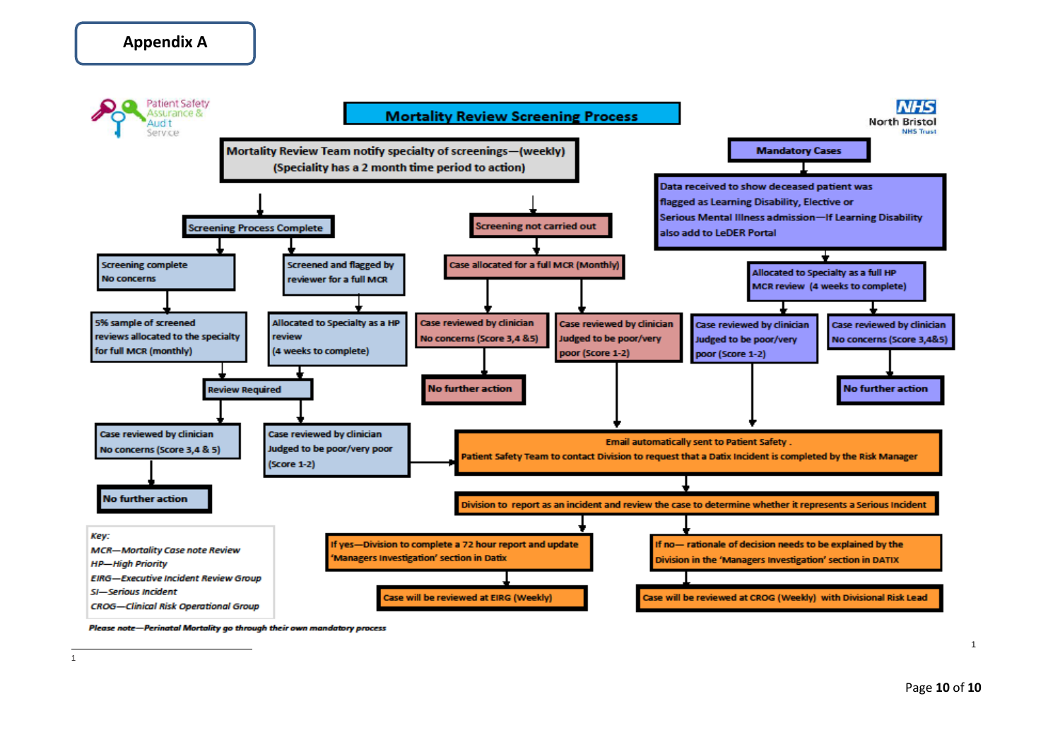## Appendix A

Patient Safety Assurance & Audit Service

# Mortality Review Screening Process

NHS North Bristol NHS Trust

**Mortality Review Team notify specialty of screenings—(weekly) (Speciality has a 2 month time period to action)**

**Screening Process Complete**

- Screening complete No concerns
  - 5% sample of screened reviews allocated to the specialty for full MCR (monthly)
    - Review Required
- Screened and flagged by reviewer for a full MCR
  - Allocated to Specialty as a HP review (4 weeks to complete)
    - Review Required

**Review Required**

- Case reviewed by clinician No concerns (Score 3,4 & 5)
  - No further action
- Case reviewed by clinician Judged to be poor/very poor (Score 1-2)
  - Email automatically sent to Patient Safety

**Screening not carried out**

- Case allocated for a full MCR (Monthly)
  - Case reviewed by clinician No concerns (Score 3,4 &5)
    - No further action
  - Case reviewed by clinician Judged to be poor/very poor (Score 1-2)
    - Email automatically sent to Patient Safety

**Mandatory Cases**

- Data received to show deceased patient was flagged as Learning Disability, Elective or Serious Mental Illness admission—If Learning Disability also add to LeDER Portal
  - Allocated to Specialty as a full HP MCR review (4 weeks to complete)
    - Case reviewed by clinician Judged to be poor/very poor (Score 1-2)
      - Email automatically sent to Patient Safety
    - Case reviewed by clinician No concerns (Score 3,4&5)
      - No further action

**Email automatically sent to Patient Safety. Patient Safety Team to contact Division to request that a Datix Incident is completed by the Risk Manager**

- Division to report as an incident and review the case to determine whether it represents a Serious Incident
  - If yes—Division to complete a 72 hour report and update 'Managers Investigation' section in Datix
    - Case will be reviewed at EIRG (Weekly)
  - If no— rationale of decision needs to be explained by the Division in the 'Managers Investigation' section in DATIX
    - Case will be reviewed at CROG (Weekly) with Divisional Risk Lead

*Key:*
*MCR—Mortality Case note Review*
*HP—High Priority*
*EIRG—Executive Incident Review Group*
*SI—Serious Incident*
*CROG—Clinical Risk Operational Group*

***Please note—Perinatal Mortality go through their own mandatory process***